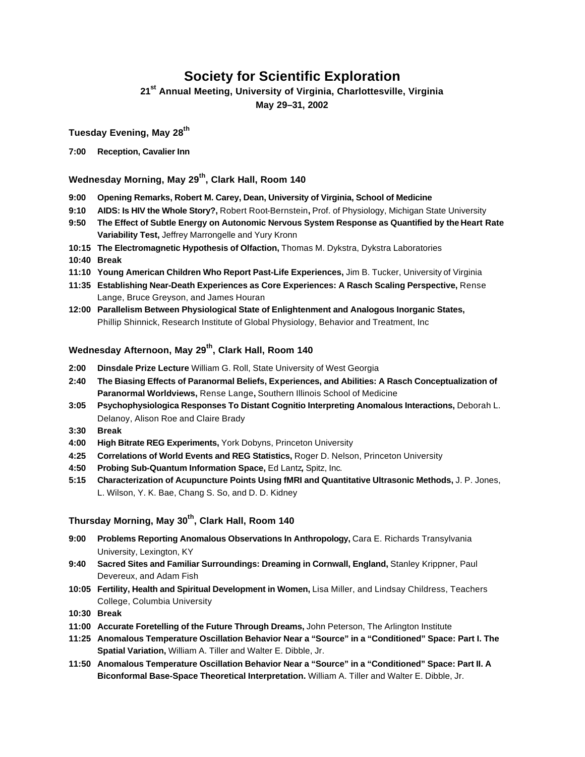# Society for Scientific Exploration

### 21st Annual Meeting, University of Virginia, Charlottesville, Virginia

### May 29–31, 2002

## Tuesday Evening, May 28th

**7:00 Reception, Cavalier Inn**

## Wednesday Morning, May 29th, Clark Hall, Room 140

**9:00 Opening Remarks, Robert M. Carey, Dean, University of Virginia, School of Medicine**

**9:10 AIDS: Is HIV the Whole Story?,** Robert Root-Bernstein**,** Prof. of Physiology, Michigan State University

**9:50 The Effect of Subtle Energy on Autonomic Nervous System Response as Quantified by the Heart Rate Variability Test,** Jeffrey Marrongelle and Yury Kronn

**10:15 The Electromagnetic Hypothesis of Olfaction,** Thomas M. Dykstra, Dykstra Laboratories

**10:40 Break**

**11:10 Young American Children Who Report Past-Life Experiences,** Jim B. Tucker, University of Virginia

**11:35 Establishing Near-Death Experiences as Core Experiences: A Rasch Scaling Perspective,** Rense Lange, Bruce Greyson, and James Houran

**12:00 Parallelism Between Physiological State of Enlightenment and Analogous Inorganic States,** Phillip Shinnick, Research Institute of Global Physiology, Behavior and Treatment, Inc

## Wednesday Afternoon, May 29th, Clark Hall, Room 140

**2:00 Dinsdale Prize Lecture** William G. Roll, State University of West Georgia

**2:40 The Biasing Effects of Paranormal Beliefs, Experiences, and Abilities: A Rasch Conceptualization of Paranormal Worldviews,** Rense Lange**,** Southern Illinois School of Medicine

**3:05 Psychophysiologica Responses To Distant Cognitio Interpreting Anomalous Interactions,** Deborah L. Delanoy, Alison Roe and Claire Brady

**3:30 Break**

**4:00 High Bitrate REG Experiments,** York Dobyns, Princeton University

**4:25 Correlations of World Events and REG Statistics,** Roger D. Nelson, Princeton University

**4:50 Probing Sub-Quantum Information Space,** Ed Lantz*,* Spitz, Inc*.*

**5:15 Characterization of Acupuncture Points Using fMRI and Quantitative Ultrasonic Methods,** J. P. Jones, L. Wilson, Y. K. Bae, Chang S. So, and D. D. Kidney

## Thursday Morning, May 30th, Clark Hall, Room 140

**9:00 Problems Reporting Anomalous Observations In Anthropology,** Cara E. Richards Transylvania University, Lexington, KY

**9:40 Sacred Sites and Familiar Surroundings: Dreaming in Cornwall, England,** Stanley Krippner, Paul Devereux, and Adam Fish

**10:05 Fertility, Health and Spiritual Development in Women,** Lisa Miller, and Lindsay Childress, Teachers College, Columbia University

**10:30 Break**

**11:00 Accurate Foretelling of the Future Through Dreams,** John Peterson, The Arlington Institute

**11:25 Anomalous Temperature Oscillation Behavior Near a "Source" in a "Conditioned" Space: Part I. The Spatial Variation,** William A. Tiller and Walter E. Dibble, Jr.

**11:50 Anomalous Temperature Oscillation Behavior Near a "Source" in a "Conditioned" Space: Part II. A Biconformal Base-Space Theoretical Interpretation.** William A. Tiller and Walter E. Dibble, Jr.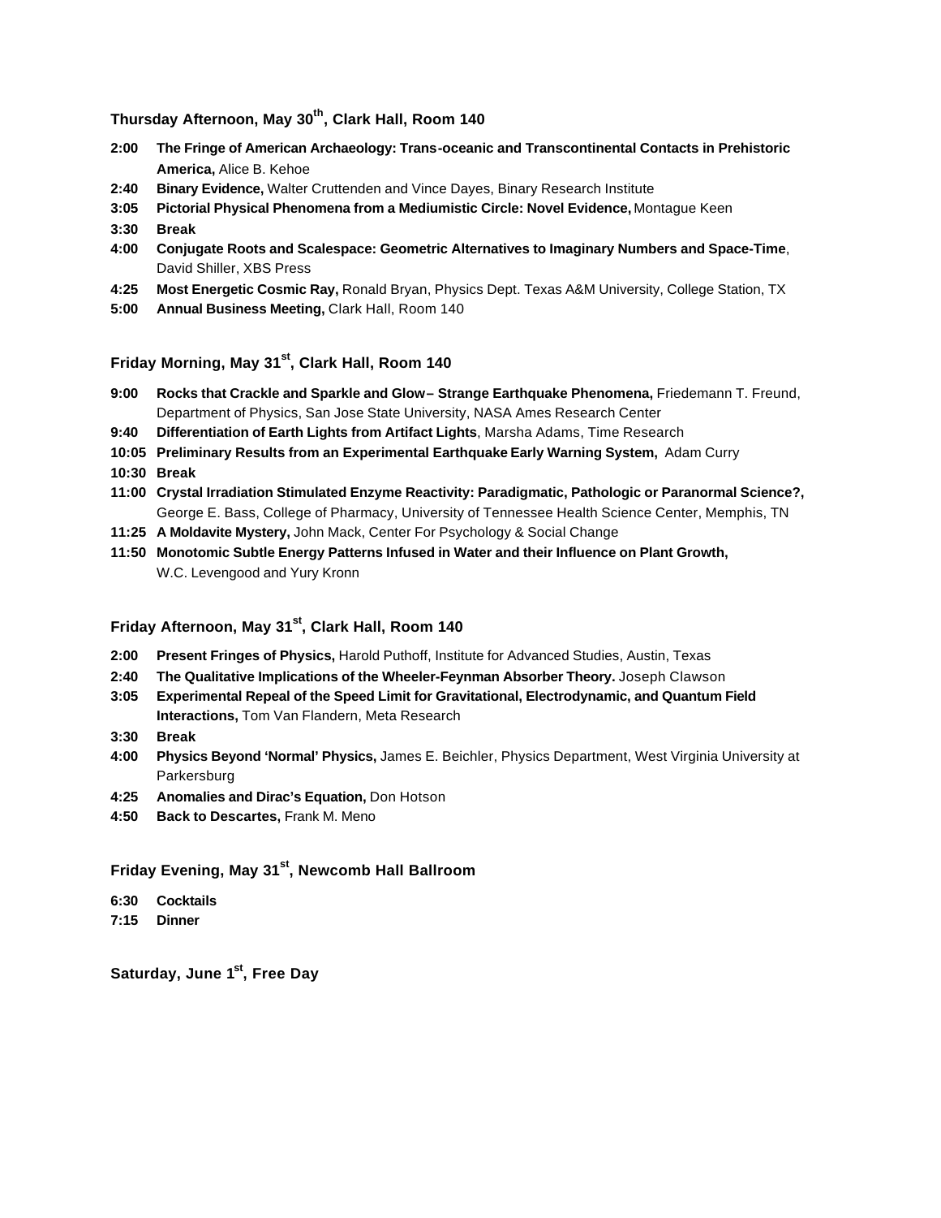### Thursday Afternoon, May 30th, Clark Hall, Room 140

**2:00** **The Fringe of American Archaeology: Trans-oceanic and Transcontinental Contacts in Prehistoric America,** Alice B. Kehoe

**2:40** **Binary Evidence,** Walter Cruttenden and Vince Dayes, Binary Research Institute

**3:05** **Pictorial Physical Phenomena from a Mediumistic Circle: Novel Evidence,** Montague Keen

**3:30** **Break**

**4:00** **Conjugate Roots and Scalespace: Geometric Alternatives to Imaginary Numbers and Space-Time**, David Shiller, XBS Press

**4:25** **Most Energetic Cosmic Ray,** Ronald Bryan, Physics Dept. Texas A&M University, College Station, TX

**5:00** **Annual Business Meeting,** Clark Hall, Room 140

### Friday Morning, May 31st, Clark Hall, Room 140

**9:00** **Rocks that Crackle and Sparkle and Glow– Strange Earthquake Phenomena,** Friedemann T. Freund, Department of Physics, San Jose State University, NASA Ames Research Center

**9:40** **Differentiation of Earth Lights from Artifact Lights**, Marsha Adams, Time Research

**10:05** **Preliminary Results from an Experimental Earthquake Early Warning System,** Adam Curry

**10:30** **Break**

**11:00** **Crystal Irradiation Stimulated Enzyme Reactivity: Paradigmatic, Pathologic or Paranormal Science?,** George E. Bass, College of Pharmacy, University of Tennessee Health Science Center, Memphis, TN

**11:25** **A Moldavite Mystery,** John Mack, Center For Psychology & Social Change

**11:50** **Monotomic Subtle Energy Patterns Infused in Water and their Influence on Plant Growth,** W.C. Levengood and Yury Kronn

### Friday Afternoon, May 31st, Clark Hall, Room 140

**2:00** **Present Fringes of Physics,** Harold Puthoff, Institute for Advanced Studies, Austin, Texas

**2:40** **The Qualitative Implications of the Wheeler-Feynman Absorber Theory.** Joseph Clawson

**3:05** **Experimental Repeal of the Speed Limit for Gravitational, Electrodynamic, and Quantum Field Interactions,** Tom Van Flandern, Meta Research

**3:30** **Break**

**4:00** **Physics Beyond 'Normal' Physics,** James E. Beichler, Physics Department, West Virginia University at Parkersburg

**4:25** **Anomalies and Dirac's Equation,** Don Hotson

**4:50** **Back to Descartes,** Frank M. Meno

### Friday Evening, May 31st, Newcomb Hall Ballroom

**6:30** **Cocktails**

**7:15** **Dinner**

### Saturday, June 1st, Free Day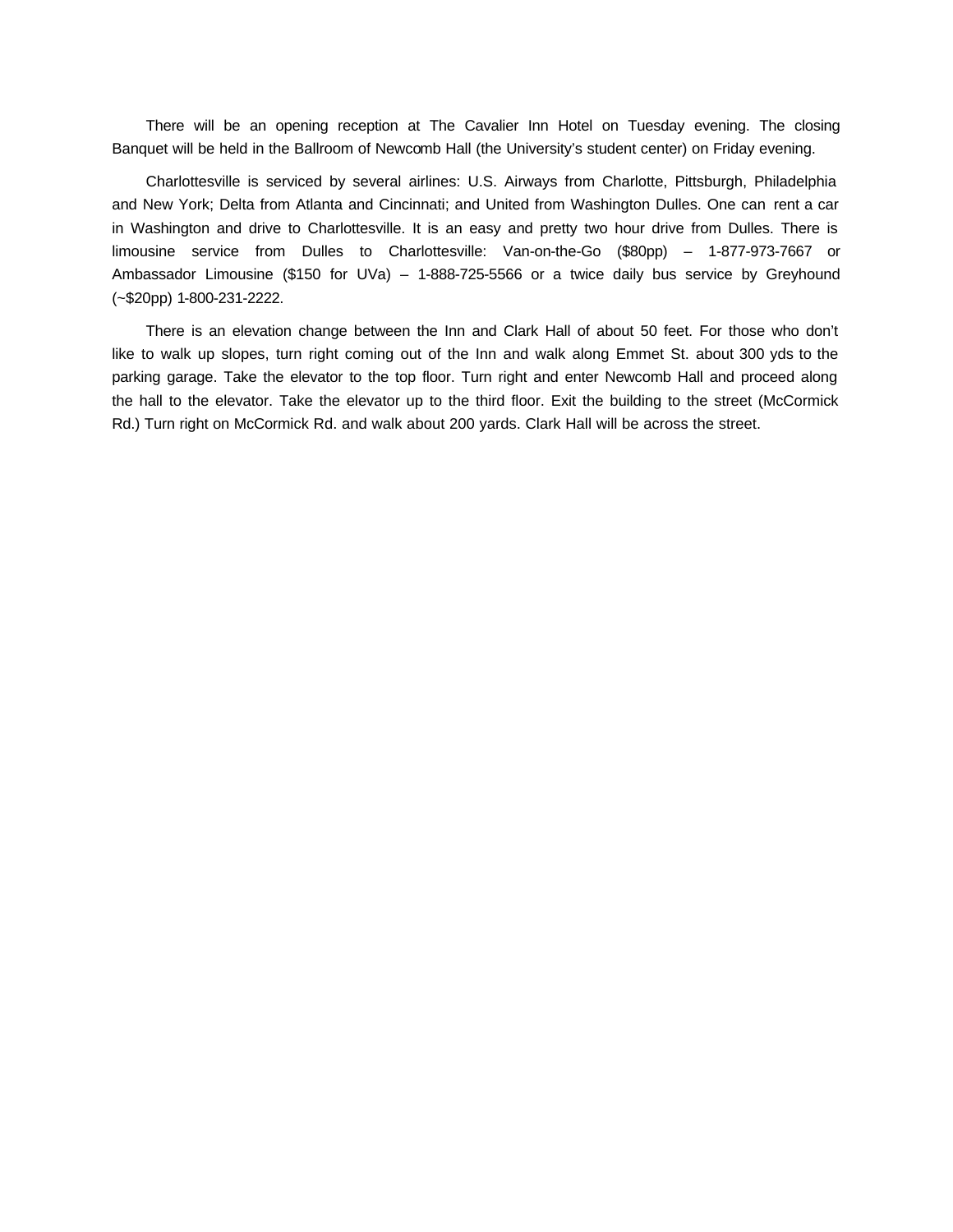There will be an opening reception at The Cavalier Inn Hotel on Tuesday evening. The closing Banquet will be held in the Ballroom of Newcomb Hall (the University's student center) on Friday evening.

Charlottesville is serviced by several airlines: U.S. Airways from Charlotte, Pittsburgh, Philadelphia and New York; Delta from Atlanta and Cincinnati; and United from Washington Dulles. One can rent a car in Washington and drive to Charlottesville. It is an easy and pretty two hour drive from Dulles. There is limousine service from Dulles to Charlottesville: Van-on-the-Go ($80pp) – 1-877-973-7667 or Ambassador Limousine ($150 for UVa) – 1-888-725-5566 or a twice daily bus service by Greyhound (~$20pp) 1-800-231-2222.

There is an elevation change between the Inn and Clark Hall of about 50 feet. For those who don't like to walk up slopes, turn right coming out of the Inn and walk along Emmet St. about 300 yds to the parking garage. Take the elevator to the top floor. Turn right and enter Newcomb Hall and proceed along the hall to the elevator. Take the elevator up to the third floor. Exit the building to the street (McCormick Rd.) Turn right on McCormick Rd. and walk about 200 yards. Clark Hall will be across the street.